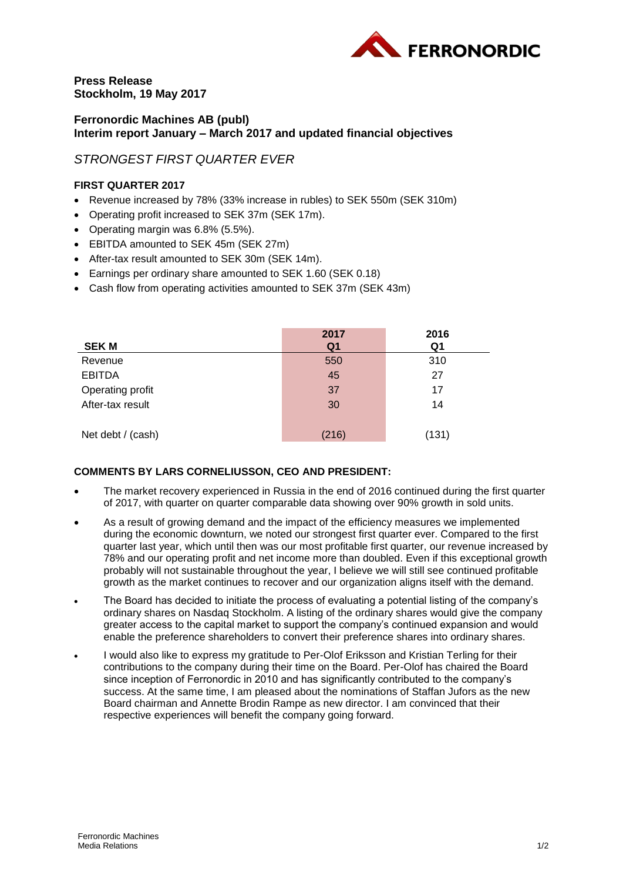**Press Release**
**Stockholm, 19 May 2017**

## Ferronordic Machines AB (publ)
## Interim report January – March 2017 and updated financial objectives

*STRONGEST FIRST QUARTER EVER*

### FIRST QUARTER 2017

- Revenue increased by 78% (33% increase in rubles) to SEK 550m (SEK 310m)
- Operating profit increased to SEK 37m (SEK 17m).
- Operating margin was 6.8% (5.5%).
- EBITDA amounted to SEK 45m (SEK 27m)
- After-tax result amounted to SEK 30m (SEK 14m).
- Earnings per ordinary share amounted to SEK 1.60 (SEK 0.18)
- Cash flow from operating activities amounted to SEK 37m (SEK 43m)

| SEK M | 2017 Q1 | 2016 Q1 |
|---|---|---|
| Revenue | 550 | 310 |
| EBITDA | 45 | 27 |
| Operating profit | 37 | 17 |
| After-tax result | 30 | 14 |
| Net debt / (cash) | (216) | (131) |

### COMMENTS BY LARS CORNELIUSSON, CEO AND PRESIDENT:

- The market recovery experienced in Russia in the end of 2016 continued during the first quarter of 2017, with quarter on quarter comparable data showing over 90% growth in sold units.
- As a result of growing demand and the impact of the efficiency measures we implemented during the economic downturn, we noted our strongest first quarter ever. Compared to the first quarter last year, which until then was our most profitable first quarter, our revenue increased by 78% and our operating profit and net income more than doubled. Even if this exceptional growth probably will not sustainable throughout the year, I believe we will still see continued profitable growth as the market continues to recover and our organization aligns itself with the demand.
- The Board has decided to initiate the process of evaluating a potential listing of the company's ordinary shares on Nasdaq Stockholm. A listing of the ordinary shares would give the company greater access to the capital market to support the company's continued expansion and would enable the preference shareholders to convert their preference shares into ordinary shares.
- I would also like to express my gratitude to Per-Olof Eriksson and Kristian Terling for their contributions to the company during their time on the Board. Per-Olof has chaired the Board since inception of Ferronordic in 2010 and has significantly contributed to the company's success. At the same time, I am pleased about the nominations of Staffan Jufors as the new Board chairman and Annette Brodin Rampe as new director. I am convinced that their respective experiences will benefit the company going forward.

Ferronordic Machines
Media Relations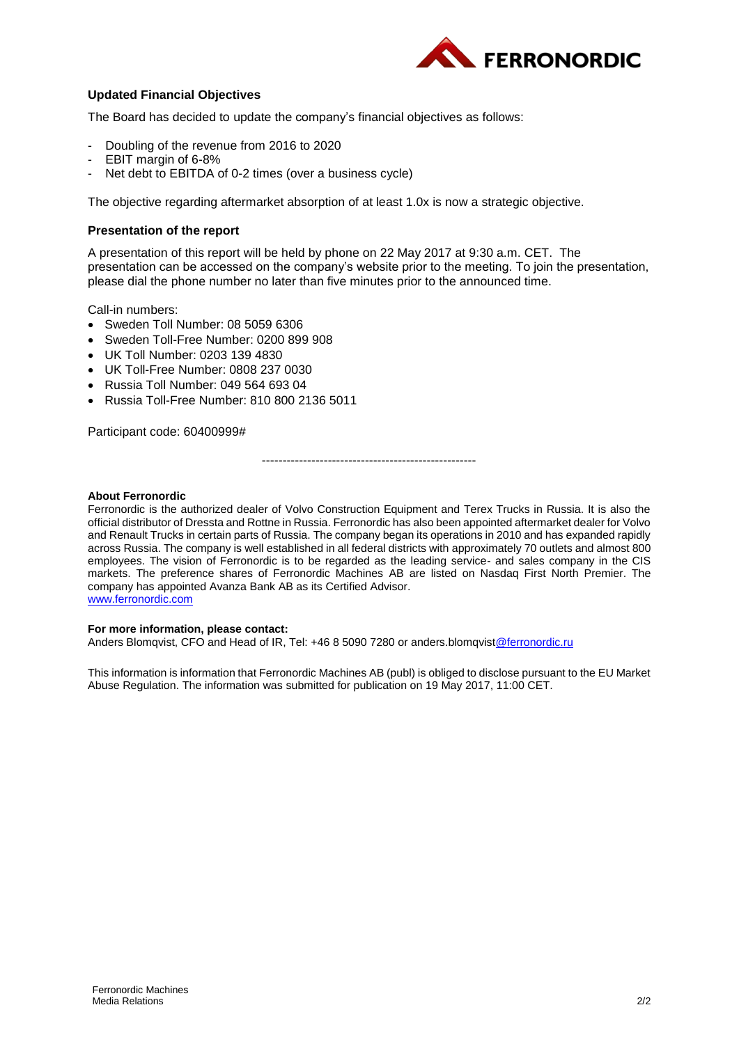### Updated Financial Objectives

The Board has decided to update the company's financial objectives as follows:

- Doubling of the revenue from 2016 to 2020
- EBIT margin of 6-8%
- Net debt to EBITDA of 0-2 times (over a business cycle)

The objective regarding aftermarket absorption of at least 1.0x is now a strategic objective.

### Presentation of the report

A presentation of this report will be held by phone on 22 May 2017 at 9:30 a.m. CET. The presentation can be accessed on the company's website prior to the meeting. To join the presentation, please dial the phone number no later than five minutes prior to the announced time.

Call-in numbers:

- Sweden Toll Number: 08 5059 6306
- Sweden Toll-Free Number: 0200 899 908
- UK Toll Number: 0203 139 4830
- UK Toll-Free Number: 0808 237 0030
- Russia Toll Number: 049 564 693 04
- Russia Toll-Free Number: 810 800 2136 5011

Participant code: 60400999#

---

**About Ferronordic**

Ferronordic is the authorized dealer of Volvo Construction Equipment and Terex Trucks in Russia. It is also the official distributor of Dressta and Rottne in Russia. Ferronordic has also been appointed aftermarket dealer for Volvo and Renault Trucks in certain parts of Russia. The company began its operations in 2010 and has expanded rapidly across Russia. The company is well established in all federal districts with approximately 70 outlets and almost 800 employees. The vision of Ferronordic is to be regarded as the leading service- and sales company in the CIS markets. The preference shares of Ferronordic Machines AB are listed on Nasdaq First North Premier. The company has appointed Avanza Bank AB as its Certified Advisor.
www.ferronordic.com

**For more information, please contact:**
Anders Blomqvist, CFO and Head of IR, Tel: +46 8 5090 7280 or anders.blomqvist@ferronordic.ru

This information is information that Ferronordic Machines AB (publ) is obliged to disclose pursuant to the EU Market Abuse Regulation. The information was submitted for publication on 19 May 2017, 11:00 CET.